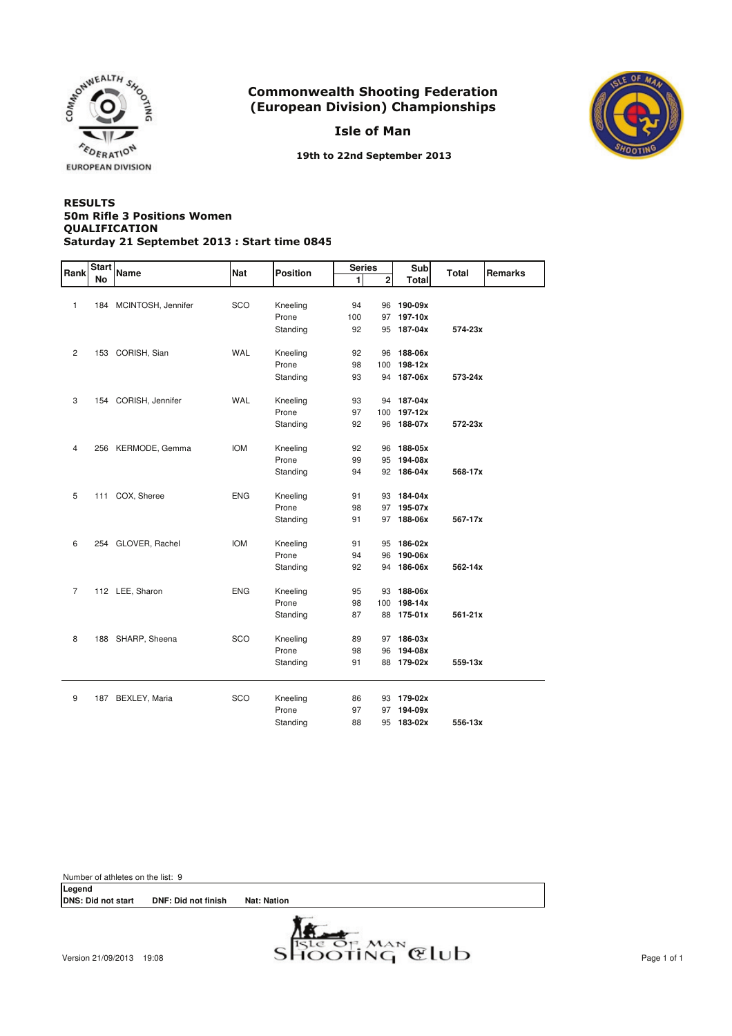# Commonwealth Shooting Federation (European Division) Championships

## Isle of Man

**19th to 22nd September 2013**

**RESULTS**
**50m Rifle 3 Positions Women**
**QUALIFICATION**
**Saturday 21 Septembet 2013 : Start time 0845**

| Rank | Start No | Name | Nat | Position | Series 1 | Series 2 | Sub Total | Total | Remarks |
|---|---|---|---|---|---|---|---|---|---|
| 1 | 184 | MCINTOSH, Jennifer | SCO | Kneeling | 94 | 96 | **190-09x** | | |
| | | | | Prone | 100 | 97 | **197-10x** | | |
| | | | | Standing | 92 | 95 | **187-04x** | **574-23x** | |
| 2 | 153 | CORISH, Sian | WAL | Kneeling | 92 | 96 | **188-06x** | | |
| | | | | Prone | 98 | 100 | **198-12x** | | |
| | | | | Standing | 93 | 94 | **187-06x** | **573-24x** | |
| 3 | 154 | CORISH, Jennifer | WAL | Kneeling | 93 | 94 | **187-04x** | | |
| | | | | Prone | 97 | 100 | **197-12x** | | |
| | | | | Standing | 92 | 96 | **188-07x** | **572-23x** | |
| 4 | 256 | KERMODE, Gemma | IOM | Kneeling | 92 | 96 | **188-05x** | | |
| | | | | Prone | 99 | 95 | **194-08x** | | |
| | | | | Standing | 94 | 92 | **186-04x** | **568-17x** | |
| 5 | 111 | COX, Sheree | ENG | Kneeling | 91 | 93 | **184-04x** | | |
| | | | | Prone | 98 | 97 | **195-07x** | | |
| | | | | Standing | 91 | 97 | **188-06x** | **567-17x** | |
| 6 | 254 | GLOVER, Rachel | IOM | Kneeling | 91 | 95 | **186-02x** | | |
| | | | | Prone | 94 | 96 | **190-06x** | | |
| | | | | Standing | 92 | 94 | **186-06x** | **562-14x** | |
| 7 | 112 | LEE, Sharon | ENG | Kneeling | 95 | 93 | **188-06x** | | |
| | | | | Prone | 98 | 100 | **198-14x** | | |
| | | | | Standing | 87 | 88 | **175-01x** | **561-21x** | |
| 8 | 188 | SHARP, Sheena | SCO | Kneeling | 89 | 97 | **186-03x** | | |
| | | | | Prone | 98 | 96 | **194-08x** | | |
| | | | | Standing | 91 | 88 | **179-02x** | **559-13x** | |
| 9 | 187 | BEXLEY, Maria | SCO | Kneeling | 86 | 93 | **179-02x** | | |
| | | | | Prone | 97 | 97 | **194-09x** | | |
| | | | | Standing | 88 | 95 | **183-02x** | **556-13x** | |

Number of athletes on the list: 9

**Legend**
**DNS: Did not start** **DNF: Did not finish** **Nat: Nation**

Version 21/09/2013 19:08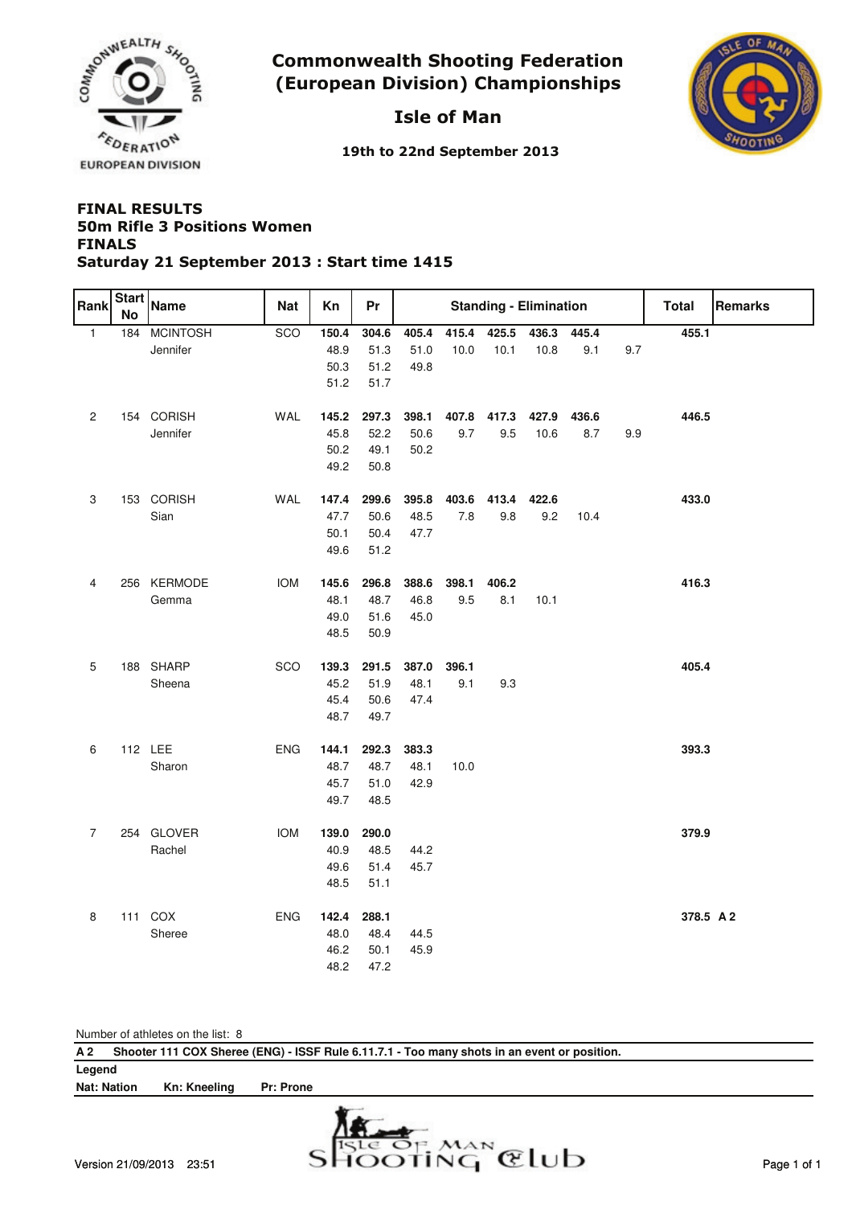# Commonwealth Shooting Federation (European Division) Championships

## Isle of Man

19th to 22nd September 2013

**FINAL RESULTS**
**50m Rifle 3 Positions Women**
**FINALS**
**Saturday 21 September 2013 : Start time 1415**

| Rank | Start No | Name | Nat | Kn | Pr | Standing - Elimination | | | | | | Total | Remarks |
|---|---|---|---|---|---|---|---|---|---|---|---|---|---|
| 1 | 184 | MCINTOSH Jennifer | SCO | **150.4** | **304.6** | **405.4** | **415.4** | **425.5** | **436.3** | **445.4** | | **455.1** | |
| | | | | 48.9 | 51.3 | 51.0 | 10.0 | 10.1 | 10.8 | 9.1 | 9.7 | | |
| | | | | 50.3 | 51.2 | 49.8 | | | | | | | |
| | | | | 51.2 | 51.7 | | | | | | | | |
| 2 | 154 | CORISH Jennifer | WAL | **145.2** | **297.3** | **398.1** | **407.8** | **417.3** | **427.9** | **436.6** | | **446.5** | |
| | | | | 45.8 | 52.2 | 50.6 | 9.7 | 9.5 | 10.6 | 8.7 | 9.9 | | |
| | | | | 50.2 | 49.1 | 50.2 | | | | | | | |
| | | | | 49.2 | 50.8 | | | | | | | | |
| 3 | 153 | CORISH Sian | WAL | **147.4** | **299.6** | **395.8** | **403.6** | **413.4** | **422.6** | | | **433.0** | |
| | | | | 47.7 | 50.6 | 48.5 | 7.8 | 9.8 | 9.2 | 10.4 | | | |
| | | | | 50.1 | 50.4 | 47.7 | | | | | | | |
| | | | | 49.6 | 51.2 | | | | | | | | |
| 4 | 256 | KERMODE Gemma | IOM | **145.6** | **296.8** | **388.6** | **398.1** | **406.2** | | | | **416.3** | |
| | | | | 48.1 | 48.7 | 46.8 | 9.5 | 8.1 | 10.1 | | | | |
| | | | | 49.0 | 51.6 | 45.0 | | | | | | | |
| | | | | 48.5 | 50.9 | | | | | | | | |
| 5 | 188 | SHARP Sheena | SCO | **139.3** | **291.5** | **387.0** | **396.1** | | | | | **405.4** | |
| | | | | 45.2 | 51.9 | 48.1 | 9.1 | 9.3 | | | | | |
| | | | | 45.4 | 50.6 | 47.4 | | | | | | | |
| | | | | 48.7 | 49.7 | | | | | | | | |
| 6 | 112 | LEE Sharon | ENG | **144.1** | **292.3** | **383.3** | | | | | | **393.3** | |
| | | | | 48.7 | 48.7 | 48.1 | 10.0 | | | | | | |
| | | | | 45.7 | 51.0 | 42.9 | | | | | | | |
| | | | | 49.7 | 48.5 | | | | | | | | |
| 7 | 254 | GLOVER Rachel | IOM | **139.0** | **290.0** | | | | | | | **379.9** | |
| | | | | 40.9 | 48.5 | 44.2 | | | | | | | |
| | | | | 49.6 | 51.4 | 45.7 | | | | | | | |
| | | | | 48.5 | 51.1 | | | | | | | | |
| 8 | 111 | COX Sheree | ENG | **142.4** | **288.1** | | | | | | | **378.5** | **A 2** |
| | | | | 48.0 | 48.4 | 44.5 | | | | | | | |
| | | | | 46.2 | 50.1 | 45.9 | | | | | | | |
| | | | | 48.2 | 47.2 | | | | | | | | |

Number of athletes on the list: 8

**A 2 Shooter 111 COX Sheree (ENG) - ISSF Rule 6.11.7.1 - Too many shots in an event or position.**

**Legend**

**Nat: Nation Kn: Kneeling Pr: Prone**

Version 21/09/2013 23:51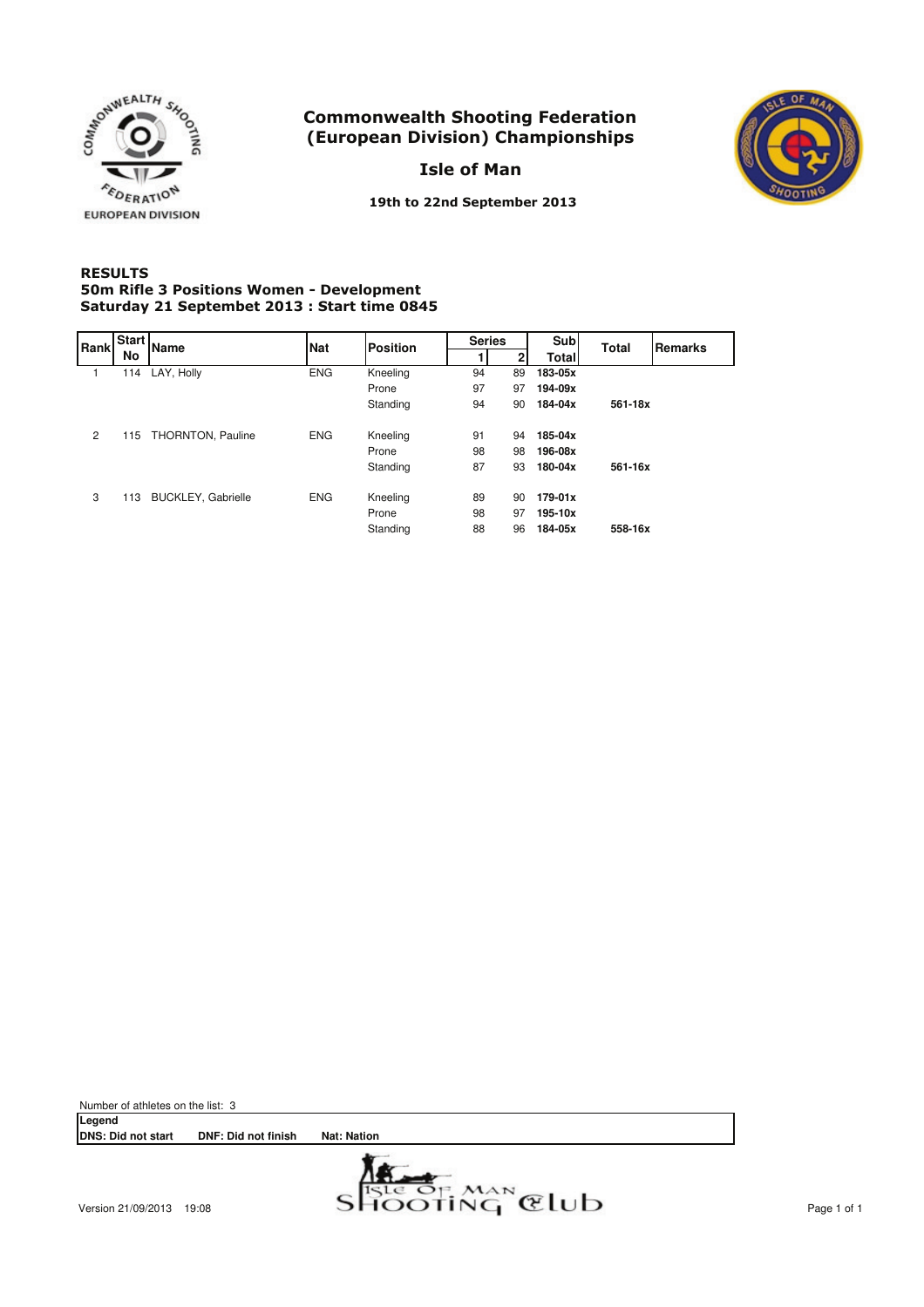# Commonwealth Shooting Federation (European Division) Championships

## Isle of Man

**19th to 22nd September 2013**

**RESULTS**
**50m Rifle 3 Positions Women - Development**
**Saturday 21 Septembet 2013 : Start time 0845**

| Rank | Start No | Name | Nat | Position | Series 1 | Series 2 | Sub Total | Total | Remarks |
|---|---|---|---|---|---|---|---|---|---|
| 1 | 114 | LAY, Holly | ENG | Kneeling | 94 | 89 | **183-05x** | | |
| | | | | Prone | 97 | 97 | **194-09x** | | |
| | | | | Standing | 94 | 90 | **184-04x** | **561-18x** | |
| 2 | 115 | THORNTON, Pauline | ENG | Kneeling | 91 | 94 | **185-04x** | | |
| | | | | Prone | 98 | 98 | **196-08x** | | |
| | | | | Standing | 87 | 93 | **180-04x** | **561-16x** | |
| 3 | 113 | BUCKLEY, Gabrielle | ENG | Kneeling | 89 | 90 | **179-01x** | | |
| | | | | Prone | 98 | 97 | **195-10x** | | |
| | | | | Standing | 88 | 96 | **184-05x** | **558-16x** | |

Number of athletes on the list: 3

**Legend**
**DNS: Did not start** **DNF: Did not finish** **Nat: Nation**

Version 21/09/2013 19:08

Isle of Man Shooting Club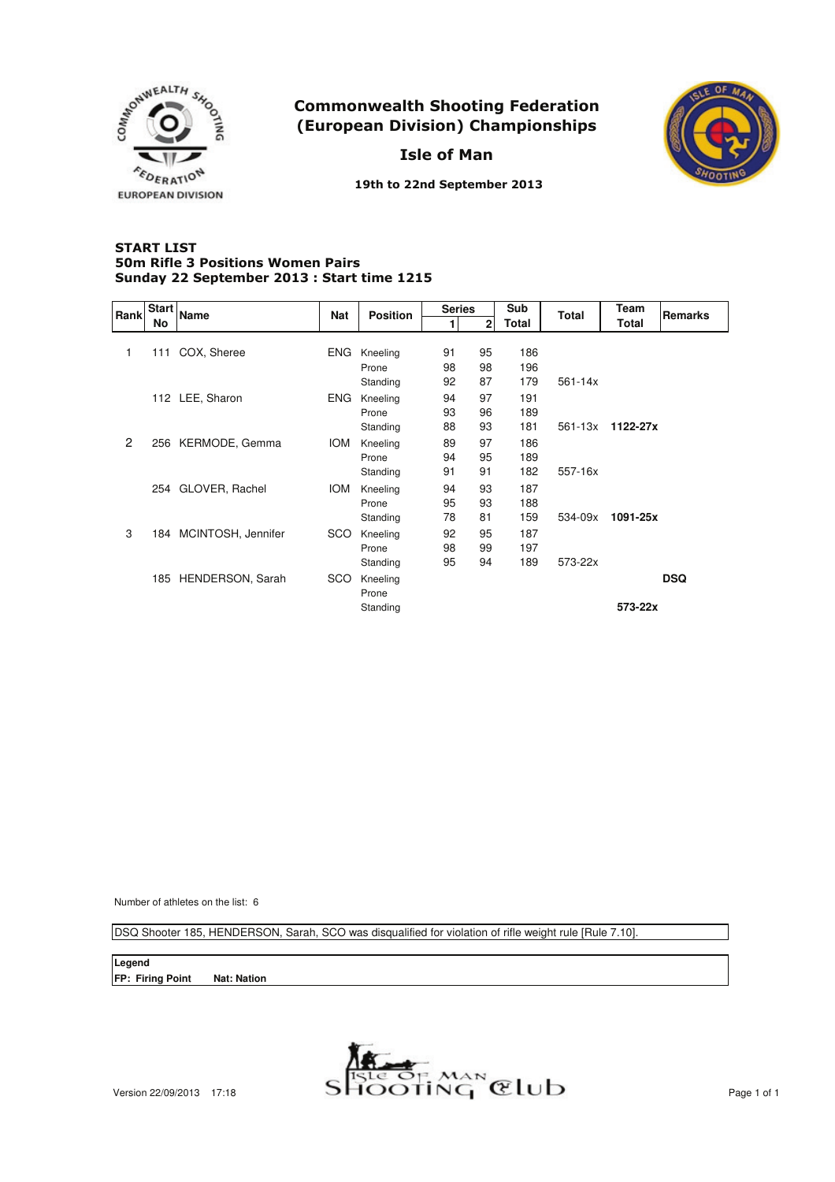# Commonwealth Shooting Federation (European Division) Championships

## Isle of Man

19th to 22nd September 2013

### START LIST
### 50m Rifle 3 Positions Women Pairs
### Sunday 22 September 2013 : Start time 1215

| Rank | Start No | Name | Nat | Position | Series 1 | Series 2 | Sub Total | Total | Team Total | Remarks |
|---|---|---|---|---|---|---|---|---|---|---|
| 1 | 111 | COX, Sheree | ENG | Kneeling | 91 | 95 | 186 | | | |
| | | | | Prone | 98 | 98 | 196 | | | |
| | | | | Standing | 92 | 87 | 179 | 561-14x | | |
| | 112 | LEE, Sharon | ENG | Kneeling | 94 | 97 | 191 | | | |
| | | | | Prone | 93 | 96 | 189 | | | |
| | | | | Standing | 88 | 93 | 181 | 561-13x | **1122-27x** | |
| 2 | 256 | KERMODE, Gemma | IOM | Kneeling | 89 | 97 | 186 | | | |
| | | | | Prone | 94 | 95 | 189 | | | |
| | | | | Standing | 91 | 91 | 182 | 557-16x | | |
| | 254 | GLOVER, Rachel | IOM | Kneeling | 94 | 93 | 187 | | | |
| | | | | Prone | 95 | 93 | 188 | | | |
| | | | | Standing | 78 | 81 | 159 | 534-09x | **1091-25x** | |
| 3 | 184 | MCINTOSH, Jennifer | SCO | Kneeling | 92 | 95 | 187 | | | |
| | | | | Prone | 98 | 99 | 197 | | | |
| | | | | Standing | 95 | 94 | 189 | 573-22x | | |
| | 185 | HENDERSON, Sarah | SCO | Kneeling | | | | | | **DSQ** |
| | | | | Prone | | | | | | |
| | | | | Standing | | | | | **573-22x** | |

Number of athletes on the list: 6

DSQ Shooter 185, HENDERSON, Sarah, SCO was disqualified for violation of rifle weight rule [Rule 7.10].

**Legend**
**FP: Firing Point** **Nat: Nation**

Version 22/09/2013 17:18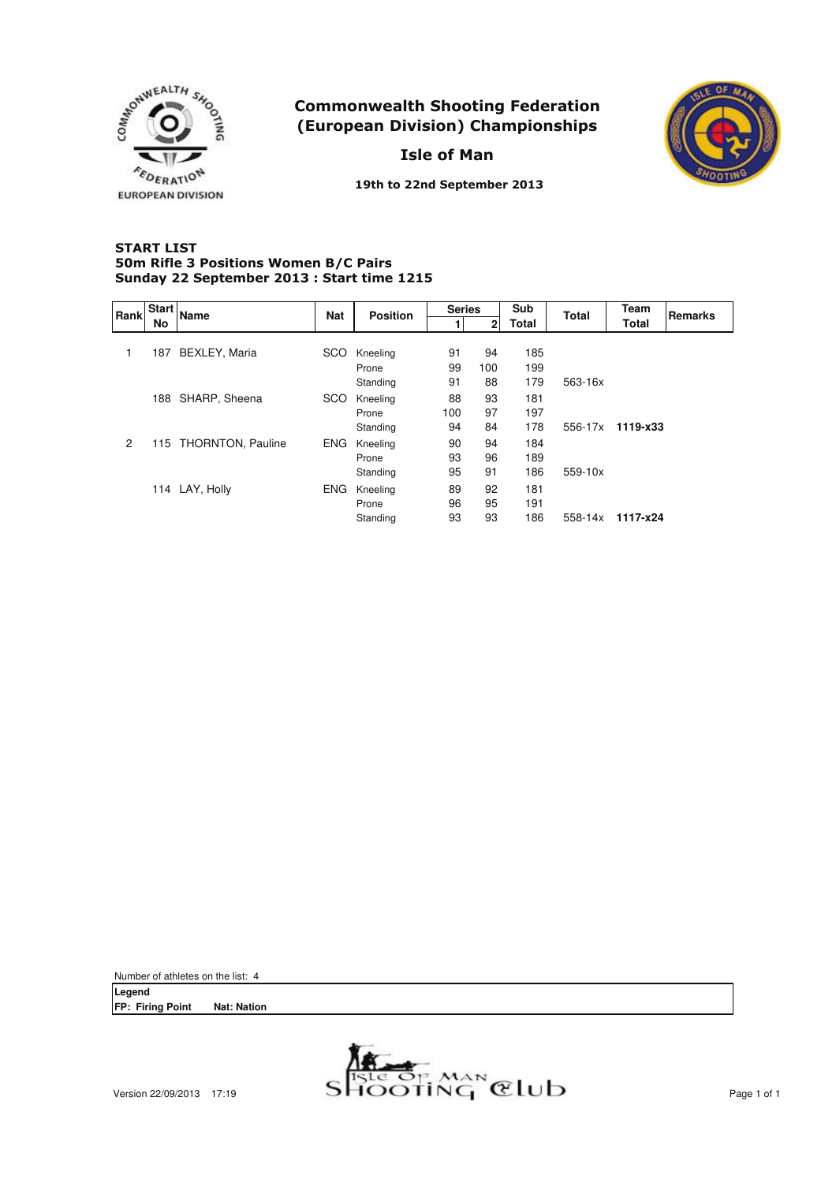# Commonwealth Shooting Federation (European Division) Championships

## Isle of Man

19th to 22nd September 2013

**START LIST**
**50m Rifle 3 Positions Women B/C Pairs**
**Sunday 22 September 2013 : Start time 1215**

| Rank | Start No | Name | Nat | Position | Series 1 | Series 2 | Sub Total | Total | Team Total | Remarks |
|---|---|---|---|---|---|---|---|---|---|---|
| 1 | 187 | BEXLEY, Maria | SCO | Kneeling | 91 | 94 | 185 | | | |
| | | | | Prone | 99 | 100 | 199 | | | |
| | | | | Standing | 91 | 88 | 179 | 563-16x | | |
| | 188 | SHARP, Sheena | SCO | Kneeling | 88 | 93 | 181 | | | |
| | | | | Prone | 100 | 97 | 197 | | | |
| | | | | Standing | 94 | 84 | 178 | 556-17x | **1119-x33** | |
| 2 | 115 | THORNTON, Pauline | ENG | Kneeling | 90 | 94 | 184 | | | |
| | | | | Prone | 93 | 96 | 189 | | | |
| | | | | Standing | 95 | 91 | 186 | 559-10x | | |
| | 114 | LAY, Holly | ENG | Kneeling | 89 | 92 | 181 | | | |
| | | | | Prone | 96 | 95 | 191 | | | |
| | | | | Standing | 93 | 93 | 186 | 558-14x | **1117-x24** | |

Number of athletes on the list: 4

**Legend**
**FP: Firing Point** **Nat: Nation**

Version 22/09/2013 17:19